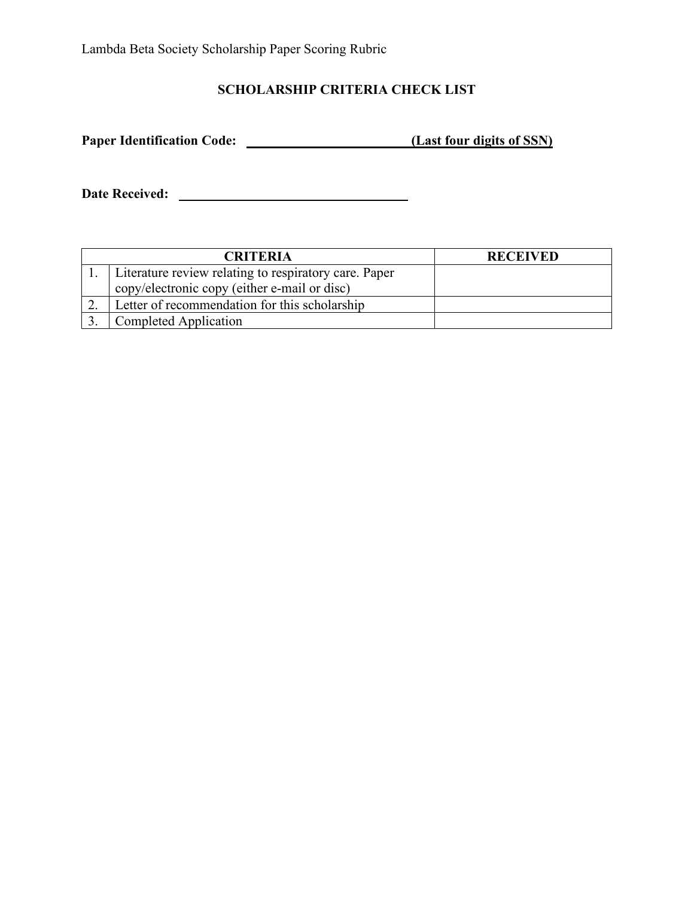Lambda Beta Society Scholarship Paper Scoring Rubric

## SCHOLARSHIP CRITERIA CHECK LIST

**Paper Identification Code: \_\_\_\_\_\_\_\_\_\_\_\_\_\_\_\_\_\_\_\_\_\_\_\_ (Last four digits of SSN)**

**Date Received: \_\_\_\_\_\_\_\_\_\_\_\_\_\_\_\_\_\_\_\_\_\_\_\_\_\_\_\_\_\_\_\_\_\_**

| | CRITERIA | RECEIVED |
|---|---|---|
| 1. | Literature review relating to respiratory care. Paper copy/electronic copy (either e-mail or disc) | |
| 2. | Letter of recommendation for this scholarship | |
| 3. | Completed Application | |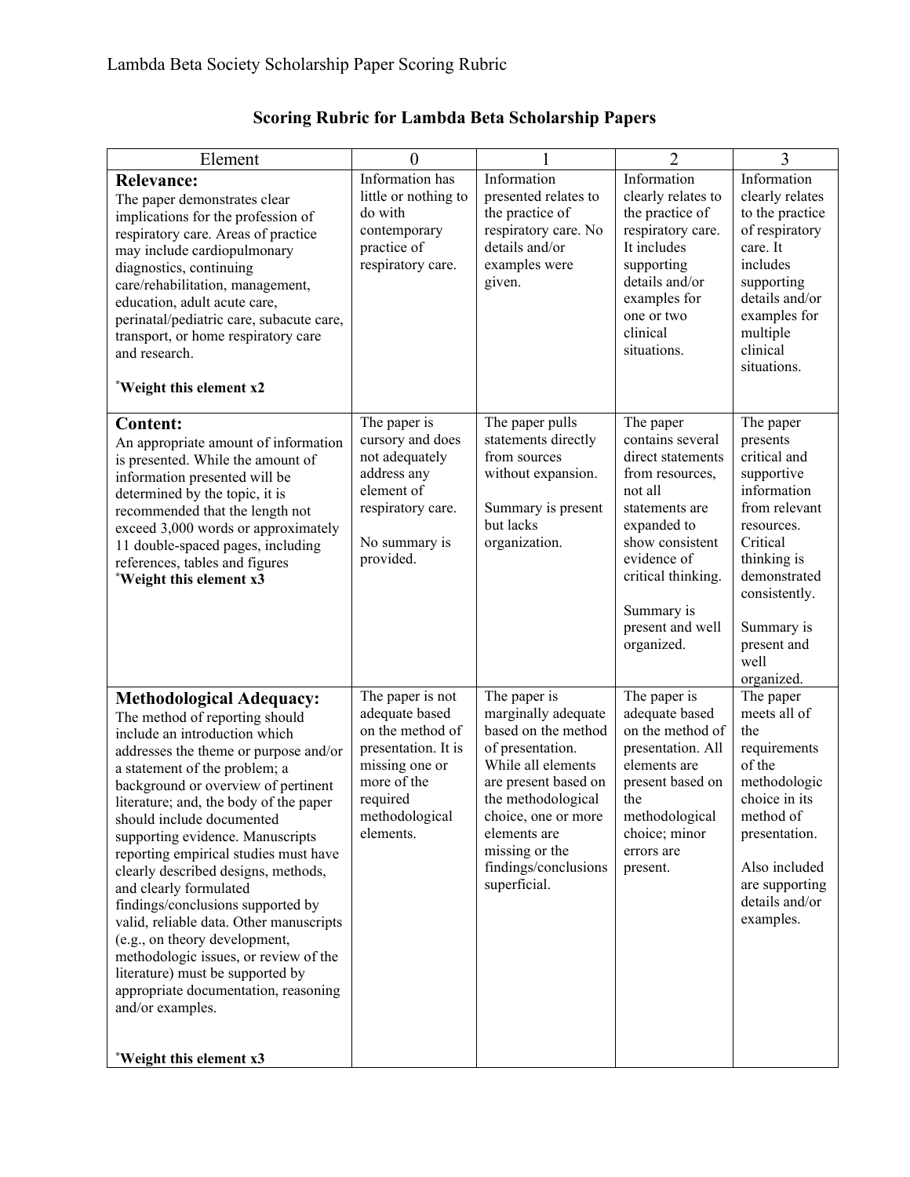## Scoring Rubric for Lambda Beta Scholarship Papers

| Element | 0 | 1 | 2 | 3 |
|---|---|---|---|---|
| **Relevance:** The paper demonstrates clear implications for the profession of respiratory care. Areas of practice may include cardiopulmonary diagnostics, continuing care/rehabilitation, management, education, adult acute care, perinatal/pediatric care, subacute care, transport, or home respiratory care and research. <br><br> ***Weight this element x2** | Information has little or nothing to do with contemporary practice of respiratory care. | Information presented relates to the practice of respiratory care. No details and/or examples were given. | Information clearly relates to the practice of respiratory care. It includes supporting details and/or examples for one or two clinical situations. | Information clearly relates to the practice of respiratory care. It includes supporting details and/or examples for multiple clinical situations. |
| **Content:** An appropriate amount of information is presented. While the amount of information presented will be determined by the topic, it is recommended that the length not exceed 3,000 words or approximately 11 double-spaced pages, including references, tables and figures <br> ***Weight this element x3** | The paper is cursory and does not adequately address any element of respiratory care. <br><br> No summary is provided. | The paper pulls statements directly from sources without expansion. <br><br> Summary is present but lacks organization. | The paper contains several direct statements from resources, not all statements are expanded to show consistent evidence of critical thinking. <br><br> Summary is present and well organized. | The paper presents critical and supportive information from relevant resources. Critical thinking is demonstrated consistently. <br><br> Summary is present and well organized. |
| **Methodological Adequacy:** The method of reporting should include an introduction which addresses the theme or purpose and/or a statement of the problem; a background or overview of pertinent literature; and, the body of the paper should include documented supporting evidence. Manuscripts reporting empirical studies must have clearly described designs, methods, and clearly formulated findings/conclusions supported by valid, reliable data. Other manuscripts (e.g., on theory development, methodologic issues, or review of the literature) must be supported by appropriate documentation, reasoning and/or examples. <br><br> ***Weight this element x3** | The paper is not adequate based on the method of presentation. It is missing one or more of the required methodological elements. | The paper is marginally adequate based on the method of presentation. While all elements are present based on the methodological choice, one or more elements are missing or the findings/conclusions superficial. | The paper is adequate based on the method of presentation. All elements are present based on the methodological choice; minor errors are present. | The paper meets all of the requirements of the methodologic choice in its method of presentation. <br><br> Also included are supporting details and/or examples. |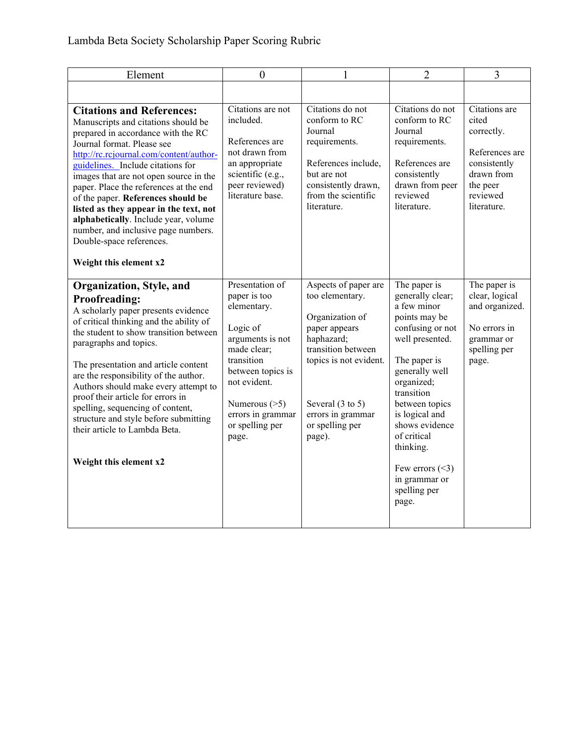Lambda Beta Society Scholarship Paper Scoring Rubric

| Element | 0 | 1 | 2 | 3 |
|---|---|---|---|---|
| | | | | |
| **Citations and References:** Manuscripts and citations should be prepared in accordance with the RC Journal format. Please see http://rc.rcjournal.com/content/author-guidelines. Include citations for images that are not open source in the paper. Place the references at the end of the paper. **References should be listed as they appear in the text, not alphabetically**. Include year, volume number, and inclusive page numbers. Double-space references. <br><br> **Weight this element x2** | Citations are not included. <br><br> References are not drawn from an appropriate scientific (e.g., peer reviewed) literature base. | Citations do not conform to RC Journal requirements. <br><br> References include, but are not consistently drawn, from the scientific literature. | Citations do not conform to RC Journal requirements. <br><br> References are consistently drawn from peer reviewed literature. | Citations are cited correctly. <br><br> References are consistently drawn from the peer reviewed literature. |
| **Organization, Style, and Proofreading:** A scholarly paper presents evidence of critical thinking and the ability of the student to show transition between paragraphs and topics. <br><br> The presentation and article content are the responsibility of the author. Authors should make every attempt to proof their article for errors in spelling, sequencing of content, structure and style before submitting their article to Lambda Beta. <br><br> **Weight this element x2** | Presentation of paper is too elementary. <br><br> Logic of arguments is not made clear; transition between topics is not evident. <br><br> Numerous (>5) errors in grammar or spelling per page. | Aspects of paper are too elementary. <br><br> Organization of paper appears haphazard; transition between topics is not evident. <br><br> Several (3 to 5) errors in grammar or spelling per page). | The paper is generally clear; a few minor points may be confusing or not well presented. <br><br> The paper is generally well organized; transition between topics is logical and shows evidence of critical thinking. <br><br> Few errors (<3) in grammar or spelling per page. | The paper is clear, logical and organized. <br><br> No errors in grammar or spelling per page. |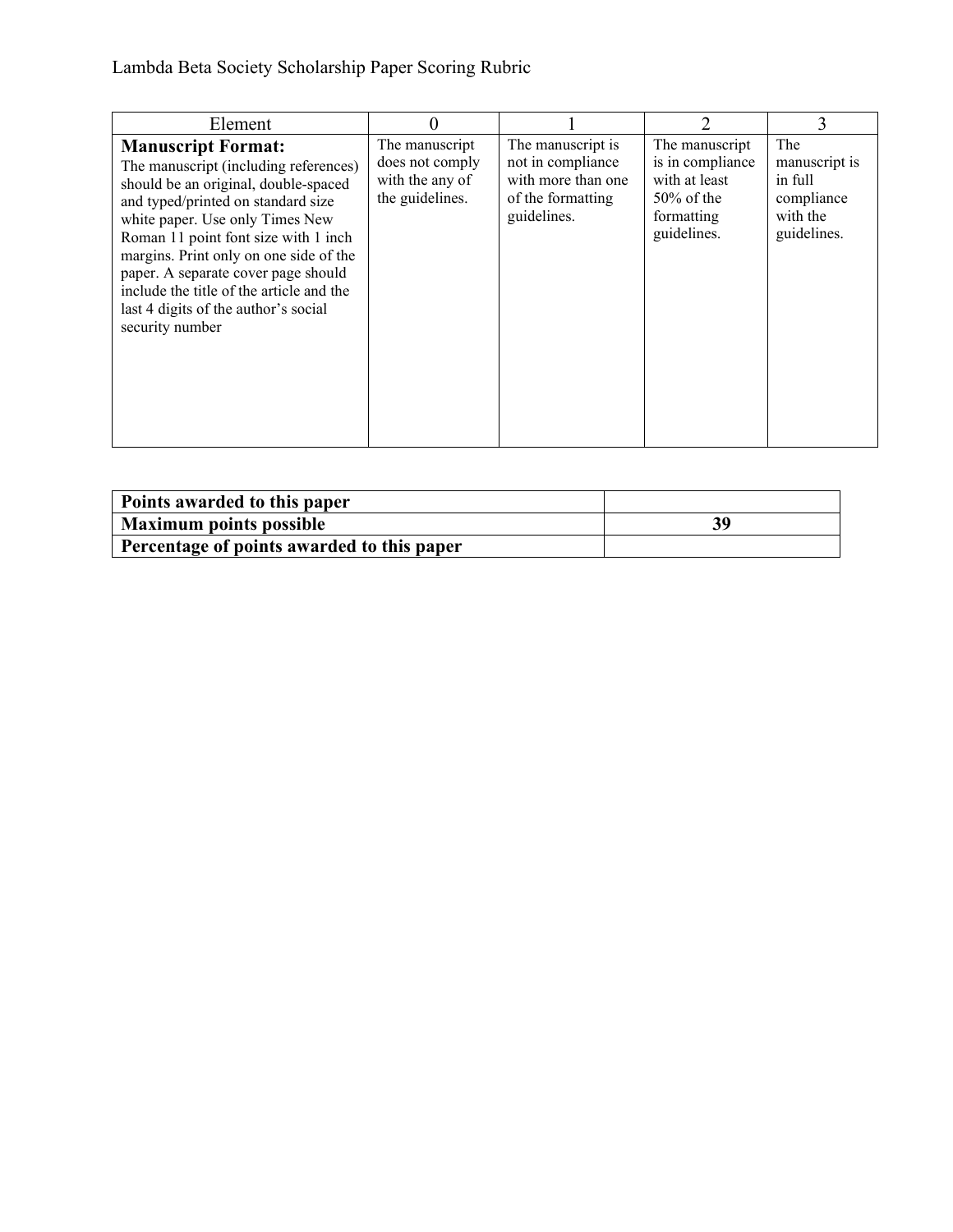| Element | 0 | 1 | 2 | 3 |
|---|---|---|---|---|
| **Manuscript Format:** The manuscript (including references) should be an original, double-spaced and typed/printed on standard size white paper. Use only Times New Roman 11 point font size with 1 inch margins. Print only on one side of the paper. A separate cover page should include the title of the article and the last 4 digits of the author's social security number | The manuscript does not comply with the any of the guidelines. | The manuscript is not in compliance with more than one of the formatting guidelines. | The manuscript is in compliance with at least 50% of the formatting guidelines. | The manuscript is in full compliance with the guidelines. |

| | |
|---|---|
| **Points awarded to this paper** | |
| **Maximum points possible** | **39** |
| **Percentage of points awarded to this paper** | |